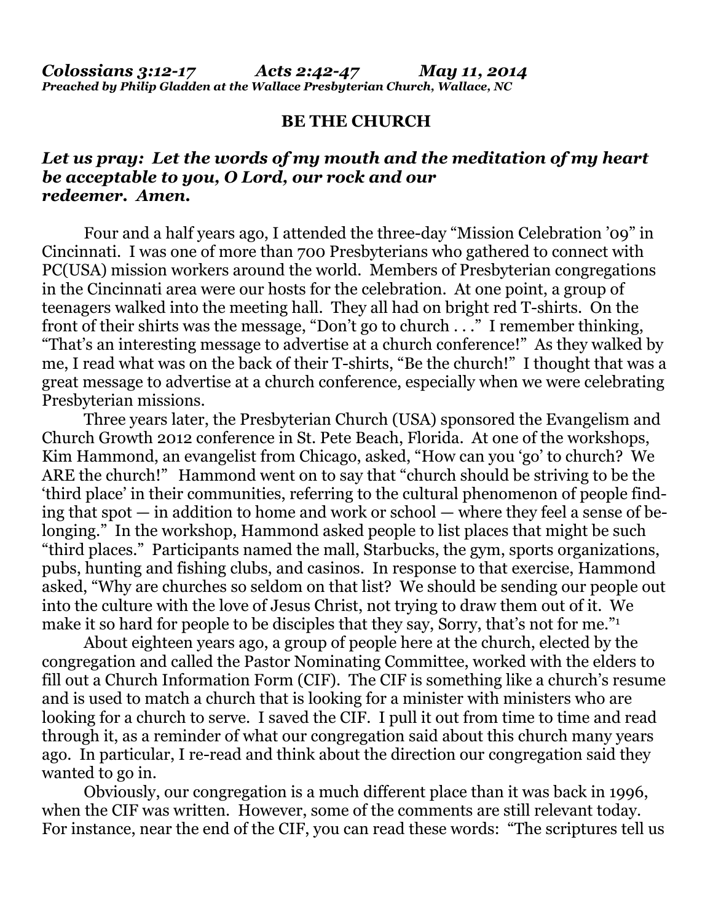***Colossians 3:12-17 Acts 2:42-47 May 11, 2014***
***Preached by Philip Gladden at the Wallace Presbyterian Church, Wallace, NC***

## BE THE CHURCH

***Let us pray: Let the words of my mouth and the meditation of my heart be acceptable to you, O Lord, our rock and our redeemer. Amen.***

Four and a half years ago, I attended the three-day "Mission Celebration '09" in Cincinnati. I was one of more than 700 Presbyterians who gathered to connect with PC(USA) mission workers around the world. Members of Presbyterian congregations in the Cincinnati area were our hosts for the celebration. At one point, a group of teenagers walked into the meeting hall. They all had on bright red T-shirts. On the front of their shirts was the message, "Don't go to church . . ." I remember thinking, "That's an interesting message to advertise at a church conference!" As they walked by me, I read what was on the back of their T-shirts, "Be the church!" I thought that was a great message to advertise at a church conference, especially when we were celebrating Presbyterian missions.

Three years later, the Presbyterian Church (USA) sponsored the Evangelism and Church Growth 2012 conference in St. Pete Beach, Florida. At one of the workshops, Kim Hammond, an evangelist from Chicago, asked, "How can you 'go' to church? We ARE the church!" Hammond went on to say that "church should be striving to be the 'third place' in their communities, referring to the cultural phenomenon of people finding that spot — in addition to home and work or school — where they feel a sense of belonging." In the workshop, Hammond asked people to list places that might be such "third places." Participants named the mall, Starbucks, the gym, sports organizations, pubs, hunting and fishing clubs, and casinos. In response to that exercise, Hammond asked, "Why are churches so seldom on that list? We should be sending our people out into the culture with the love of Jesus Christ, not trying to draw them out of it. We make it so hard for people to be disciples that they say, Sorry, that's not for me."[1]

About eighteen years ago, a group of people here at the church, elected by the congregation and called the Pastor Nominating Committee, worked with the elders to fill out a Church Information Form (CIF). The CIF is something like a church's resume and is used to match a church that is looking for a minister with ministers who are looking for a church to serve. I saved the CIF. I pull it out from time to time and read through it, as a reminder of what our congregation said about this church many years ago. In particular, I re-read and think about the direction our congregation said they wanted to go in.

Obviously, our congregation is a much different place than it was back in 1996, when the CIF was written. However, some of the comments are still relevant today. For instance, near the end of the CIF, you can read these words: "The scriptures tell us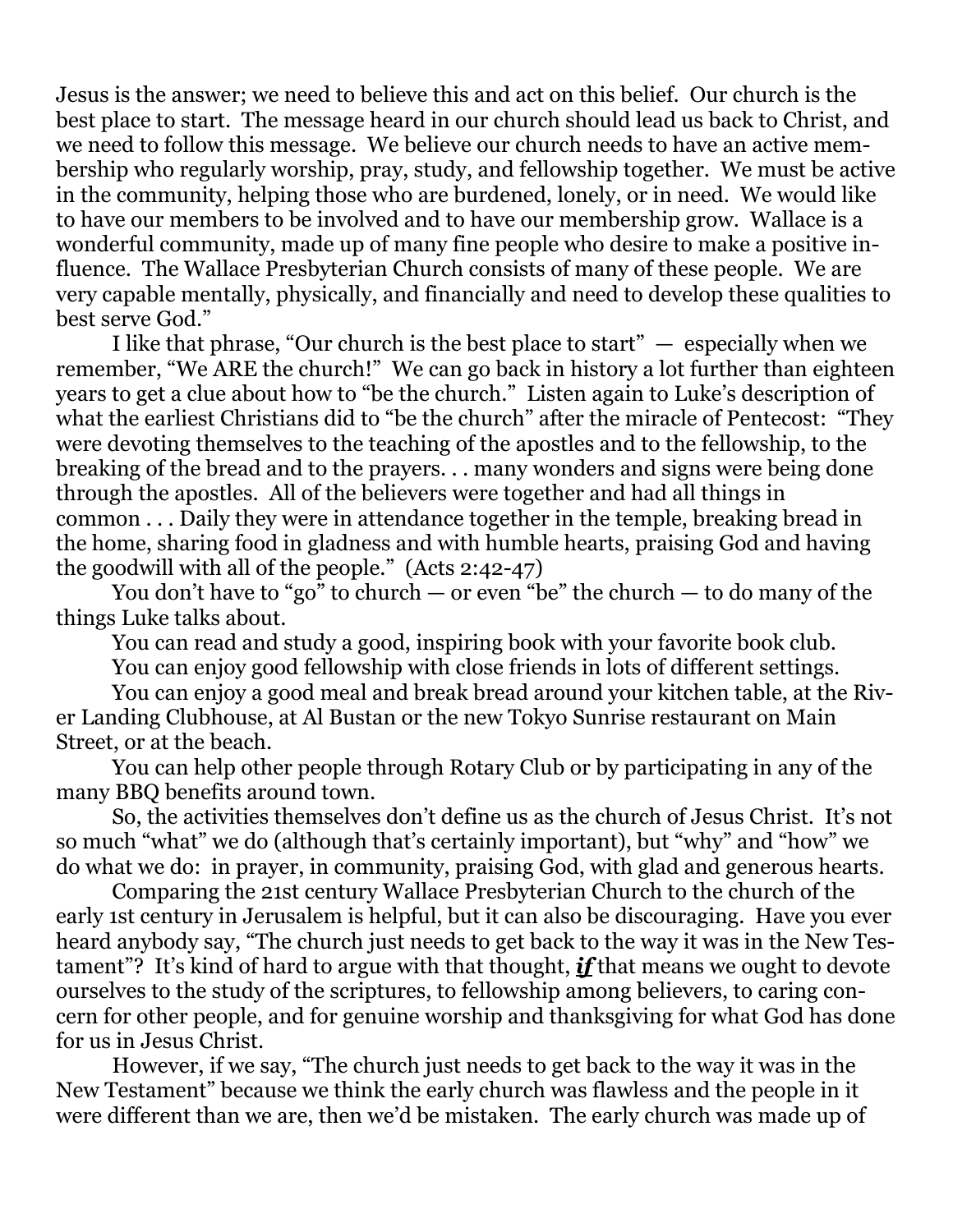Jesus is the answer; we need to believe this and act on this belief. Our church is the best place to start. The message heard in our church should lead us back to Christ, and we need to follow this message. We believe our church needs to have an active membership who regularly worship, pray, study, and fellowship together. We must be active in the community, helping those who are burdened, lonely, or in need. We would like to have our members to be involved and to have our membership grow. Wallace is a wonderful community, made up of many fine people who desire to make a positive influence. The Wallace Presbyterian Church consists of many of these people. We are very capable mentally, physically, and financially and need to develop these qualities to best serve God."

I like that phrase, "Our church is the best place to start" — especially when we remember, "We ARE the church!" We can go back in history a lot further than eighteen years to get a clue about how to "be the church." Listen again to Luke's description of what the earliest Christians did to "be the church" after the miracle of Pentecost: "They were devoting themselves to the teaching of the apostles and to the fellowship, to the breaking of the bread and to the prayers. . . many wonders and signs were being done through the apostles. All of the believers were together and had all things in common . . . Daily they were in attendance together in the temple, breaking bread in the home, sharing food in gladness and with humble hearts, praising God and having the goodwill with all of the people." (Acts 2:42-47)

You don't have to "go" to church — or even "be" the church — to do many of the things Luke talks about.

You can read and study a good, inspiring book with your favorite book club.

You can enjoy good fellowship with close friends in lots of different settings.

You can enjoy a good meal and break bread around your kitchen table, at the River Landing Clubhouse, at Al Bustan or the new Tokyo Sunrise restaurant on Main Street, or at the beach.

You can help other people through Rotary Club or by participating in any of the many BBQ benefits around town.

So, the activities themselves don't define us as the church of Jesus Christ. It's not so much "what" we do (although that's certainly important), but "why" and "how" we do what we do: in prayer, in community, praising God, with glad and generous hearts.

Comparing the 21st century Wallace Presbyterian Church to the church of the early 1st century in Jerusalem is helpful, but it can also be discouraging. Have you ever heard anybody say, "The church just needs to get back to the way it was in the New Testament"? It's kind of hard to argue with that thought, ***if*** that means we ought to devote ourselves to the study of the scriptures, to fellowship among believers, to caring concern for other people, and for genuine worship and thanksgiving for what God has done for us in Jesus Christ.

However, if we say, "The church just needs to get back to the way it was in the New Testament" because we think the early church was flawless and the people in it were different than we are, then we'd be mistaken. The early church was made up of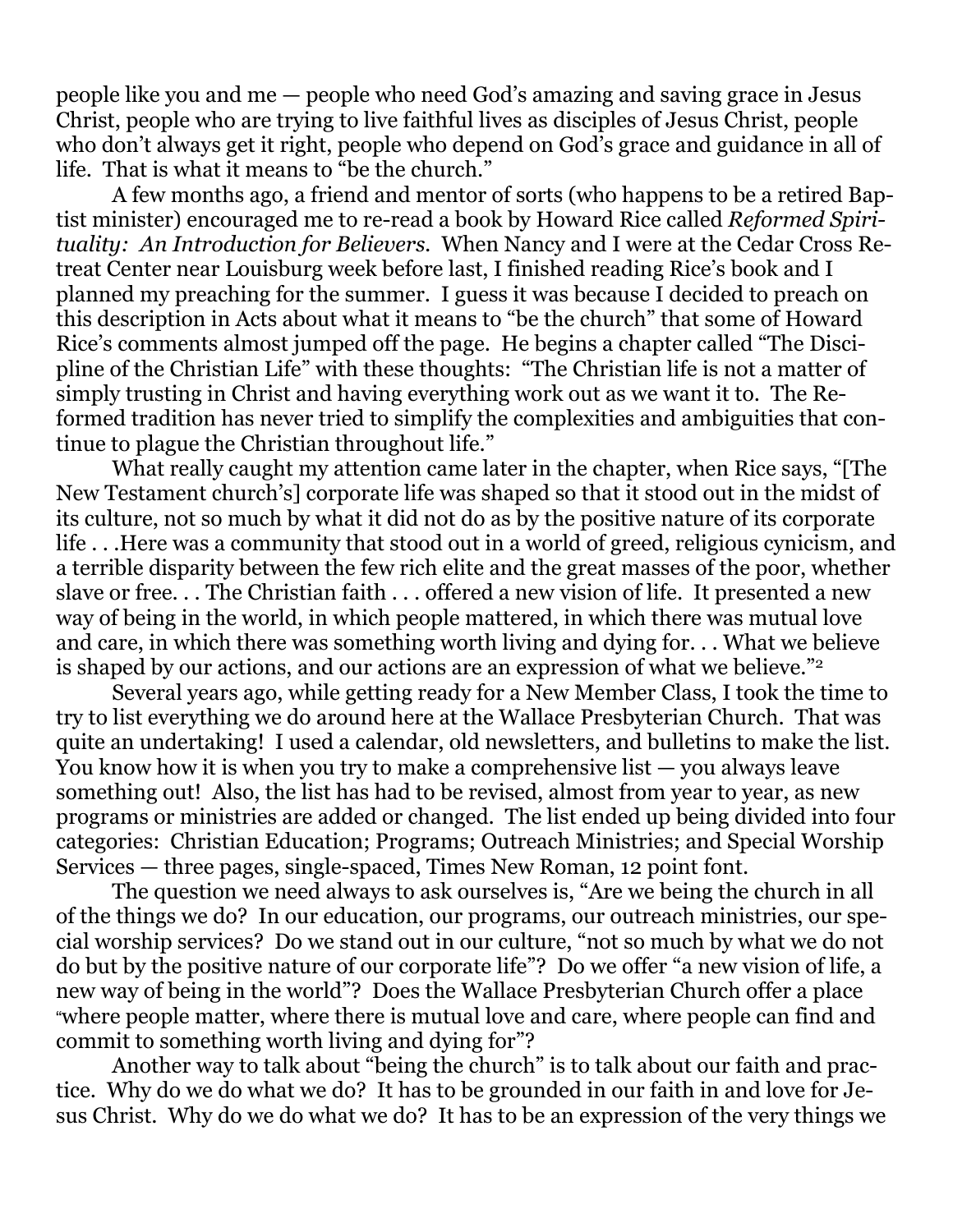people like you and me — people who need God's amazing and saving grace in Jesus Christ, people who are trying to live faithful lives as disciples of Jesus Christ, people who don't always get it right, people who depend on God's grace and guidance in all of life. That is what it means to "be the church."

A few months ago, a friend and mentor of sorts (who happens to be a retired Baptist minister) encouraged me to re-read a book by Howard Rice called *Reformed Spirituality: An Introduction for Believers.* When Nancy and I were at the Cedar Cross Retreat Center near Louisburg week before last, I finished reading Rice's book and I planned my preaching for the summer. I guess it was because I decided to preach on this description in Acts about what it means to "be the church" that some of Howard Rice's comments almost jumped off the page. He begins a chapter called "The Discipline of the Christian Life" with these thoughts: "The Christian life is not a matter of simply trusting in Christ and having everything work out as we want it to. The Reformed tradition has never tried to simplify the complexities and ambiguities that continue to plague the Christian throughout life."

What really caught my attention came later in the chapter, when Rice says, "[The New Testament church's] corporate life was shaped so that it stood out in the midst of its culture, not so much by what it did not do as by the positive nature of its corporate life . . .Here was a community that stood out in a world of greed, religious cynicism, and a terrible disparity between the few rich elite and the great masses of the poor, whether slave or free. . . The Christian faith . . . offered a new vision of life. It presented a new way of being in the world, in which people mattered, in which there was mutual love and care, in which there was something worth living and dying for. . . What we believe is shaped by our actions, and our actions are an expression of what we believe."[2]

Several years ago, while getting ready for a New Member Class, I took the time to try to list everything we do around here at the Wallace Presbyterian Church. That was quite an undertaking! I used a calendar, old newsletters, and bulletins to make the list. You know how it is when you try to make a comprehensive list — you always leave something out! Also, the list has had to be revised, almost from year to year, as new programs or ministries are added or changed. The list ended up being divided into four categories: Christian Education; Programs; Outreach Ministries; and Special Worship Services — three pages, single-spaced, Times New Roman, 12 point font.

The question we need always to ask ourselves is, "Are we being the church in all of the things we do? In our education, our programs, our outreach ministries, our special worship services? Do we stand out in our culture, "not so much by what we do not do but by the positive nature of our corporate life"? Do we offer "a new vision of life, a new way of being in the world"? Does the Wallace Presbyterian Church offer a place "where people matter, where there is mutual love and care, where people can find and commit to something worth living and dying for"?

Another way to talk about "being the church" is to talk about our faith and practice. Why do we do what we do? It has to be grounded in our faith in and love for Jesus Christ. Why do we do what we do? It has to be an expression of the very things we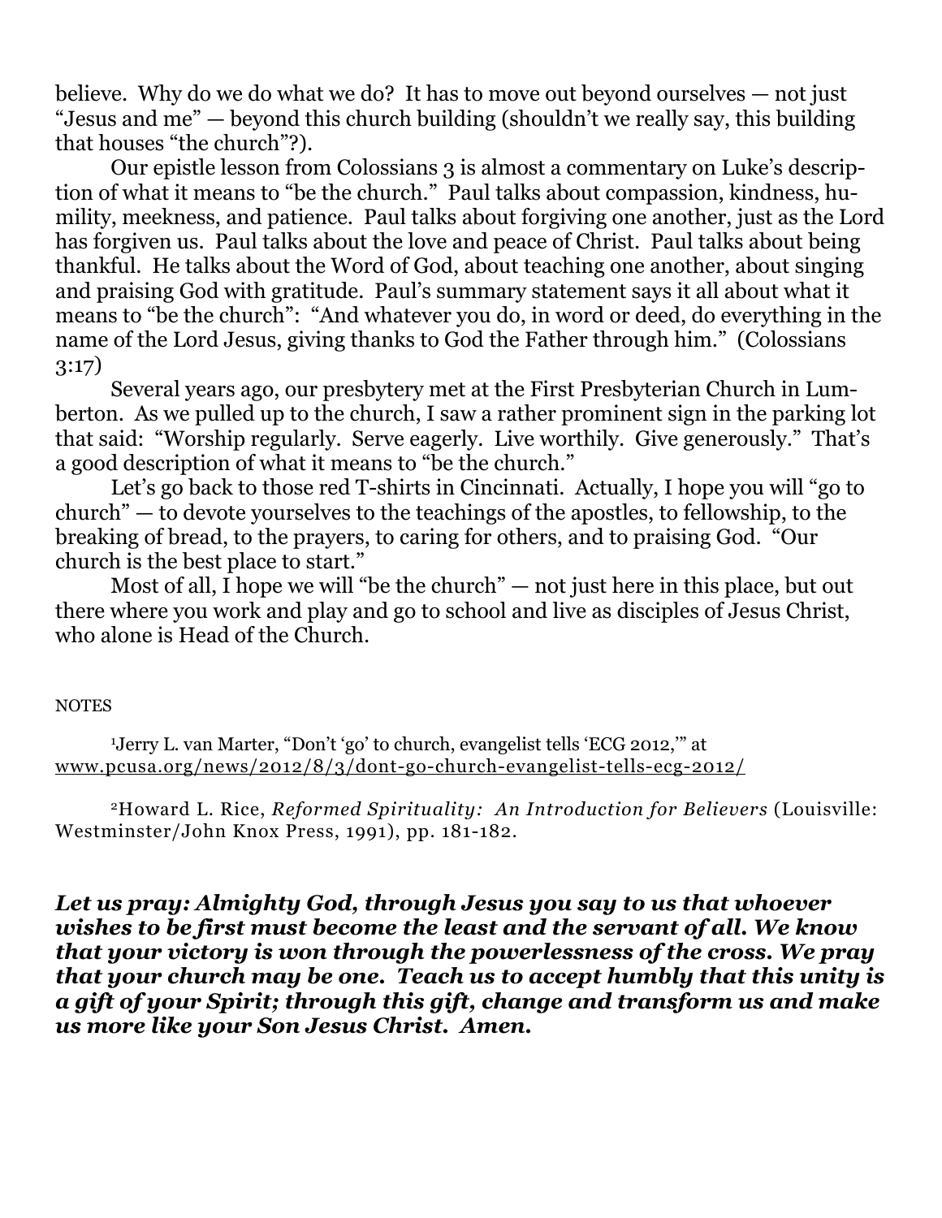believe. Why do we do what we do? It has to move out beyond ourselves — not just "Jesus and me" — beyond this church building (shouldn't we really say, this building that houses "the church"?).

Our epistle lesson from Colossians 3 is almost a commentary on Luke's description of what it means to "be the church." Paul talks about compassion, kindness, humility, meekness, and patience. Paul talks about forgiving one another, just as the Lord has forgiven us. Paul talks about the love and peace of Christ. Paul talks about being thankful. He talks about the Word of God, about teaching one another, about singing and praising God with gratitude. Paul's summary statement says it all about what it means to "be the church": "And whatever you do, in word or deed, do everything in the name of the Lord Jesus, giving thanks to God the Father through him." (Colossians 3:17)

Several years ago, our presbytery met at the First Presbyterian Church in Lumberton. As we pulled up to the church, I saw a rather prominent sign in the parking lot that said: "Worship regularly. Serve eagerly. Live worthily. Give generously." That's a good description of what it means to "be the church."

Let's go back to those red T-shirts in Cincinnati. Actually, I hope you will "go to church" — to devote yourselves to the teachings of the apostles, to fellowship, to the breaking of bread, to the prayers, to caring for others, and to praising God. "Our church is the best place to start."

Most of all, I hope we will "be the church" — not just here in this place, but out there where you work and play and go to school and live as disciples of Jesus Christ, who alone is Head of the Church.

NOTES

[1]Jerry L. van Marter, "Don't 'go' to church, evangelist tells 'ECG 2012,'" at www.pcusa.org/news/2012/8/3/dont-go-church-evangelist-tells-ecg-2012/

[2]Howard L. Rice, *Reformed Spirituality: An Introduction for Believers* (Louisville: Westminster/John Knox Press, 1991), pp. 181-182.

***Let us pray: Almighty God, through Jesus you say to us that whoever wishes to be first must become the least and the servant of all. We know that your victory is won through the powerlessness of the cross. We pray that your church may be one. Teach us to accept humbly that this unity is a gift of your Spirit; through this gift, change and transform us and make us more like your Son Jesus Christ. Amen.***